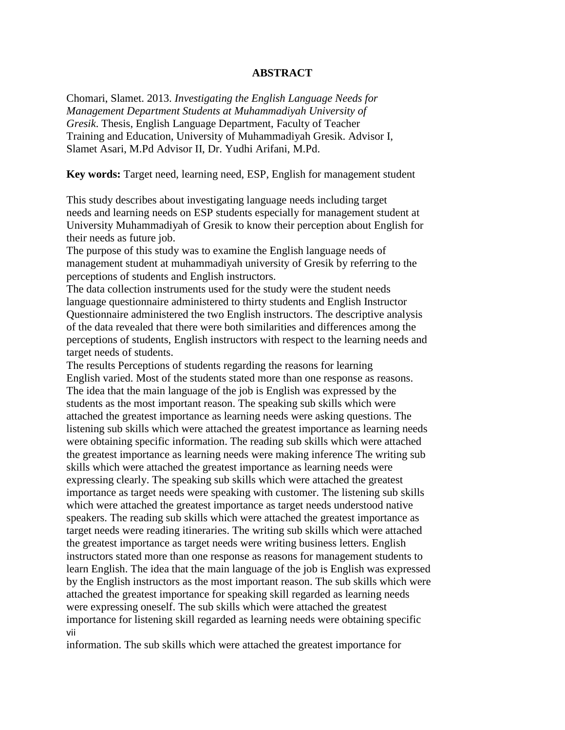# ABSTRACT

Chomari, Slamet. 2013. *Investigating the English Language Needs for Management Department Students at Muhammadiyah University of Gresik*. Thesis, English Language Department, Faculty of Teacher Training and Education, University of Muhammadiyah Gresik. Advisor I, Slamet Asari, M.Pd Advisor II, Dr. Yudhi Arifani, M.Pd.

**Key words:** Target need, learning need, ESP, English for management student

This study describes about investigating language needs including target needs and learning needs on ESP students especially for management student at University Muhammadiyah of Gresik to know their perception about English for their needs as future job.

The purpose of this study was to examine the English language needs of management student at muhammadiyah university of Gresik by referring to the perceptions of students and English instructors.

The data collection instruments used for the study were the student needs language questionnaire administered to thirty students and English Instructor Questionnaire administered the two English instructors. The descriptive analysis of the data revealed that there were both similarities and differences among the perceptions of students, English instructors with respect to the learning needs and target needs of students.

The results Perceptions of students regarding the reasons for learning English varied. Most of the students stated more than one response as reasons. The idea that the main language of the job is English was expressed by the students as the most important reason. The speaking sub skills which were attached the greatest importance as learning needs were asking questions. The listening sub skills which were attached the greatest importance as learning needs were obtaining specific information. The reading sub skills which were attached the greatest importance as learning needs were making inference The writing sub skills which were attached the greatest importance as learning needs were expressing clearly. The speaking sub skills which were attached the greatest importance as target needs were speaking with customer. The listening sub skills which were attached the greatest importance as target needs understood native speakers. The reading sub skills which were attached the greatest importance as target needs were reading itineraries. The writing sub skills which were attached the greatest importance as target needs were writing business letters. English instructors stated more than one response as reasons for management students to learn English. The idea that the main language of the job is English was expressed by the English instructors as the most important reason. The sub skills which were attached the greatest importance for speaking skill regarded as learning needs were expressing oneself. The sub skills which were attached the greatest importance for listening skill regarded as learning needs were obtaining specific information. The sub skills which were attached the greatest importance for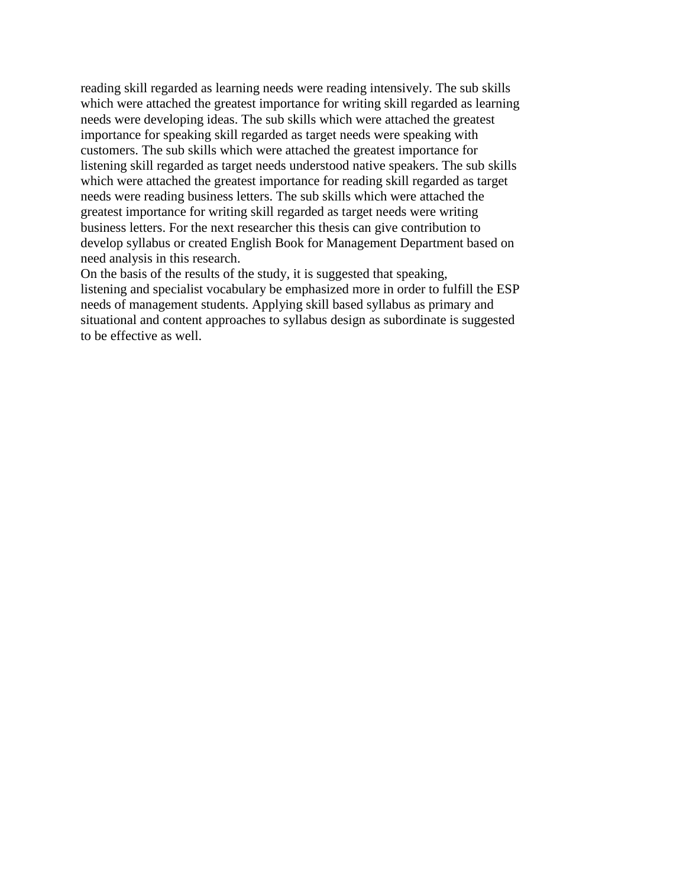reading skill regarded as learning needs were reading intensively. The sub skills which were attached the greatest importance for writing skill regarded as learning needs were developing ideas. The sub skills which were attached the greatest importance for speaking skill regarded as target needs were speaking with customers. The sub skills which were attached the greatest importance for listening skill regarded as target needs understood native speakers. The sub skills which were attached the greatest importance for reading skill regarded as target needs were reading business letters. The sub skills which were attached the greatest importance for writing skill regarded as target needs were writing business letters. For the next researcher this thesis can give contribution to develop syllabus or created English Book for Management Department based on need analysis in this research.

On the basis of the results of the study, it is suggested that speaking, listening and specialist vocabulary be emphasized more in order to fulfill the ESP needs of management students. Applying skill based syllabus as primary and situational and content approaches to syllabus design as subordinate is suggested to be effective as well.